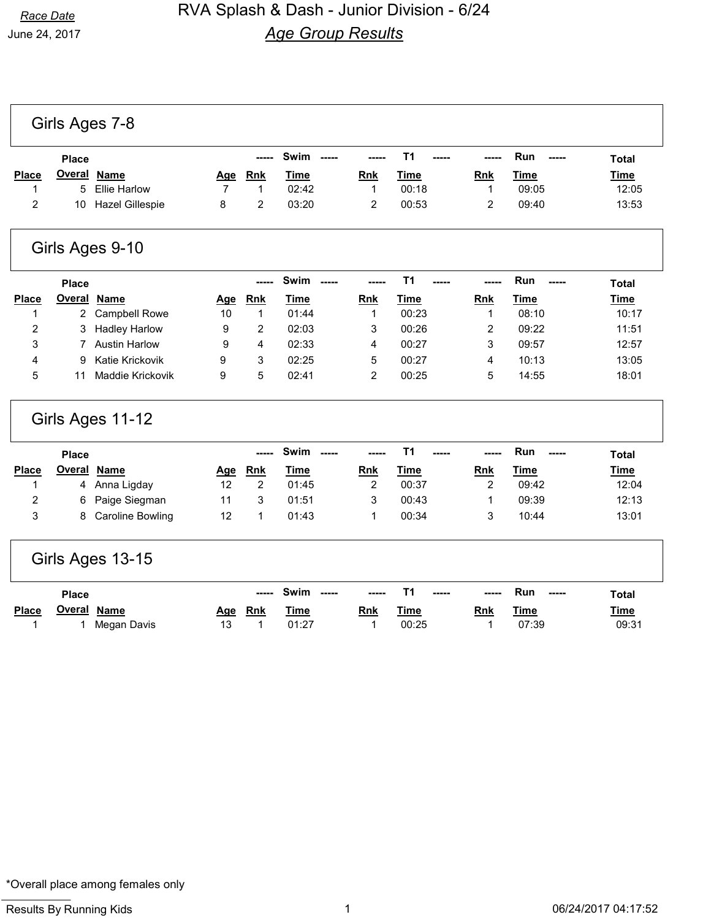Race Date

June 24, 2017

# RVA Splash & Dash - Junior Division - 6/24

## Age Group Results

### Girls Ages 7-8

| Place | Place Overal | Name | Age | Swim Rnk | Swim Time | T1 Rnk | T1 Time | Run Rnk | Run Time | Total Time |
|---|---|---|---|---|---|---|---|---|---|---|
| 1 | 5 | Ellie Harlow | 7 | 1 | 02:42 | 1 | 00:18 | 1 | 09:05 | 12:05 |
| 2 | 10 | Hazel Gillespie | 8 | 2 | 03:20 | 2 | 00:53 | 2 | 09:40 | 13:53 |

### Girls Ages 9-10

| Place | Place Overal | Name | Age | Swim Rnk | Swim Time | T1 Rnk | T1 Time | Run Rnk | Run Time | Total Time |
|---|---|---|---|---|---|---|---|---|---|---|
| 1 | 2 | Campbell Rowe | 10 | 1 | 01:44 | 1 | 00:23 | 1 | 08:10 | 10:17 |
| 2 | 3 | Hadley Harlow | 9 | 2 | 02:03 | 3 | 00:26 | 2 | 09:22 | 11:51 |
| 3 | 7 | Austin Harlow | 9 | 4 | 02:33 | 4 | 00:27 | 3 | 09:57 | 12:57 |
| 4 | 9 | Katie Krickovik | 9 | 3 | 02:25 | 5 | 00:27 | 4 | 10:13 | 13:05 |
| 5 | 11 | Maddie Krickovik | 9 | 5 | 02:41 | 2 | 00:25 | 5 | 14:55 | 18:01 |

### Girls Ages 11-12

| Place | Place Overal | Name | Age | Swim Rnk | Swim Time | T1 Rnk | T1 Time | Run Rnk | Run Time | Total Time |
|---|---|---|---|---|---|---|---|---|---|---|
| 1 | 4 | Anna Ligday | 12 | 2 | 01:45 | 2 | 00:37 | 2 | 09:42 | 12:04 |
| 2 | 6 | Paige Siegman | 11 | 3 | 01:51 | 3 | 00:43 | 1 | 09:39 | 12:13 |
| 3 | 8 | Caroline Bowling | 12 | 1 | 01:43 | 1 | 00:34 | 3 | 10:44 | 13:01 |

### Girls Ages 13-15

| Place | Place Overal | Name | Age | Swim Rnk | Swim Time | T1 Rnk | T1 Time | Run Rnk | Run Time | Total Time |
|---|---|---|---|---|---|---|---|---|---|---|
| 1 | 1 | Megan Davis | 13 | 1 | 01:27 | 1 | 00:25 | 1 | 07:39 | 09:31 |

*Overall place among females only

Results By Running Kids 06/24/2017 04:17:52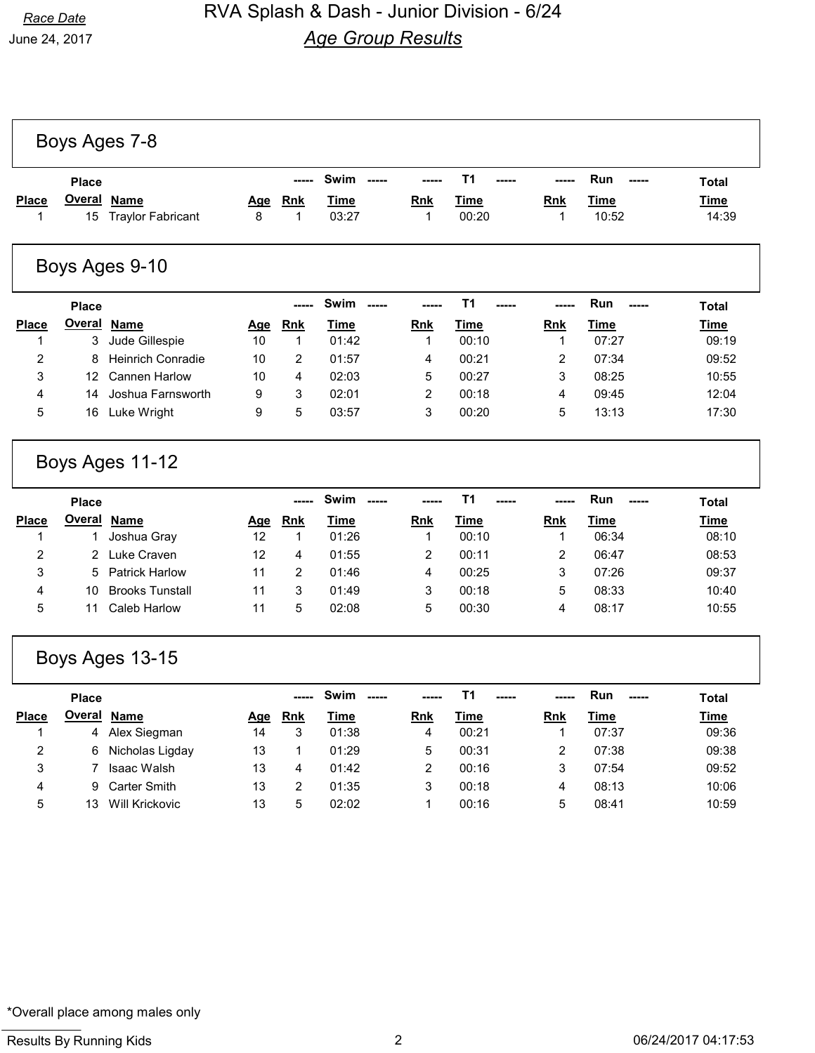# RVA Splash & Dash - Junior Division - 6/24

*Race Date*
June 24, 2017

## *Age Group Results*

### Boys Ages 7-8

| Place | Place Overal | Name | Age | Swim Rnk | Swim Time | T1 Rnk | T1 Time | Run Rnk | Run Time | Total Time |
|---|---|---|---|---|---|---|---|---|---|---|
| 1 | 15 | Traylor Fabricant | 8 | 1 | 03:27 | 1 | 00:20 | 1 | 10:52 | 14:39 |

### Boys Ages 9-10

| Place | Place Overal | Name | Age | Swim Rnk | Swim Time | T1 Rnk | T1 Time | Run Rnk | Run Time | Total Time |
|---|---|---|---|---|---|---|---|---|---|---|
| 1 | 3 | Jude Gillespie | 10 | 1 | 01:42 | 1 | 00:10 | 1 | 07:27 | 09:19 |
| 2 | 8 | Heinrich Conradie | 10 | 2 | 01:57 | 4 | 00:21 | 2 | 07:34 | 09:52 |
| 3 | 12 | Cannen Harlow | 10 | 4 | 02:03 | 5 | 00:27 | 3 | 08:25 | 10:55 |
| 4 | 14 | Joshua Farnsworth | 9 | 3 | 02:01 | 2 | 00:18 | 4 | 09:45 | 12:04 |
| 5 | 16 | Luke Wright | 9 | 5 | 03:57 | 3 | 00:20 | 5 | 13:13 | 17:30 |

### Boys Ages 11-12

| Place | Place Overal | Name | Age | Swim Rnk | Swim Time | T1 Rnk | T1 Time | Run Rnk | Run Time | Total Time |
|---|---|---|---|---|---|---|---|---|---|---|
| 1 | 1 | Joshua Gray | 12 | 1 | 01:26 | 1 | 00:10 | 1 | 06:34 | 08:10 |
| 2 | 2 | Luke Craven | 12 | 4 | 01:55 | 2 | 00:11 | 2 | 06:47 | 08:53 |
| 3 | 5 | Patrick Harlow | 11 | 2 | 01:46 | 4 | 00:25 | 3 | 07:26 | 09:37 |
| 4 | 10 | Brooks Tunstall | 11 | 3 | 01:49 | 3 | 00:18 | 5 | 08:33 | 10:40 |
| 5 | 11 | Caleb Harlow | 11 | 5 | 02:08 | 5 | 00:30 | 4 | 08:17 | 10:55 |

### Boys Ages 13-15

| Place | Place Overal | Name | Age | Swim Rnk | Swim Time | T1 Rnk | T1 Time | Run Rnk | Run Time | Total Time |
|---|---|---|---|---|---|---|---|---|---|---|
| 1 | 4 | Alex Siegman | 14 | 3 | 01:38 | 4 | 00:21 | 1 | 07:37 | 09:36 |
| 2 | 6 | Nicholas Ligday | 13 | 1 | 01:29 | 5 | 00:31 | 2 | 07:38 | 09:38 |
| 3 | 7 | Isaac Walsh | 13 | 4 | 01:42 | 2 | 00:16 | 3 | 07:54 | 09:52 |
| 4 | 9 | Carter Smith | 13 | 2 | 01:35 | 3 | 00:18 | 4 | 08:13 | 10:06 |
| 5 | 13 | Will Krickovic | 13 | 5 | 02:02 | 1 | 00:16 | 5 | 08:41 | 10:59 |

*Overall place among males only

Results By Running Kids — 06/24/2017 04:17:53